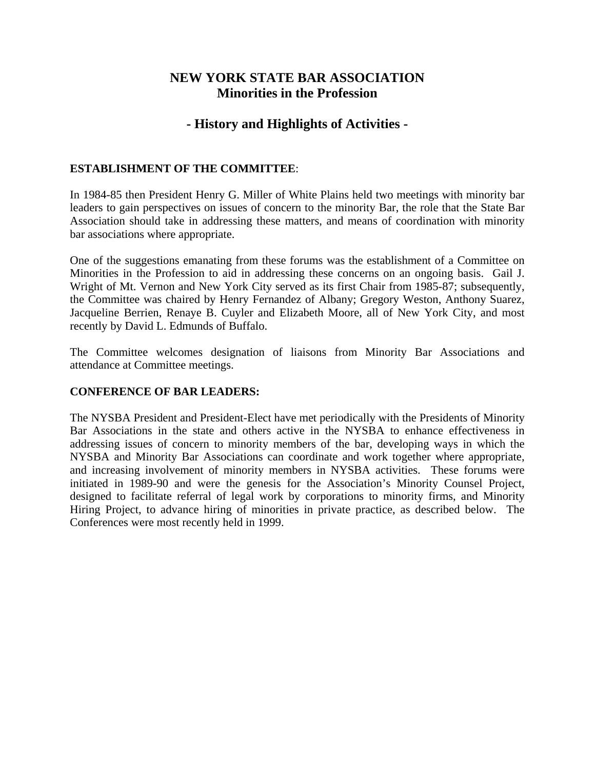# NEW YORK STATE BAR ASSOCIATION
## Minorities in the Profession

## - History and Highlights of Activities -

**ESTABLISHMENT OF THE COMMITTEE**:

In 1984-85 then President Henry G. Miller of White Plains held two meetings with minority bar leaders to gain perspectives on issues of concern to the minority Bar, the role that the State Bar Association should take in addressing these matters, and means of coordination with minority bar associations where appropriate.

One of the suggestions emanating from these forums was the establishment of a Committee on Minorities in the Profession to aid in addressing these concerns on an ongoing basis. Gail J. Wright of Mt. Vernon and New York City served as its first Chair from 1985-87; subsequently, the Committee was chaired by Henry Fernandez of Albany; Gregory Weston, Anthony Suarez, Jacqueline Berrien, Renaye B. Cuyler and Elizabeth Moore, all of New York City, and most recently by David L. Edmunds of Buffalo.

The Committee welcomes designation of liaisons from Minority Bar Associations and attendance at Committee meetings.

**CONFERENCE OF BAR LEADERS:**

The NYSBA President and President-Elect have met periodically with the Presidents of Minority Bar Associations in the state and others active in the NYSBA to enhance effectiveness in addressing issues of concern to minority members of the bar, developing ways in which the NYSBA and Minority Bar Associations can coordinate and work together where appropriate, and increasing involvement of minority members in NYSBA activities. These forums were initiated in 1989-90 and were the genesis for the Association's Minority Counsel Project, designed to facilitate referral of legal work by corporations to minority firms, and Minority Hiring Project, to advance hiring of minorities in private practice, as described below. The Conferences were most recently held in 1999.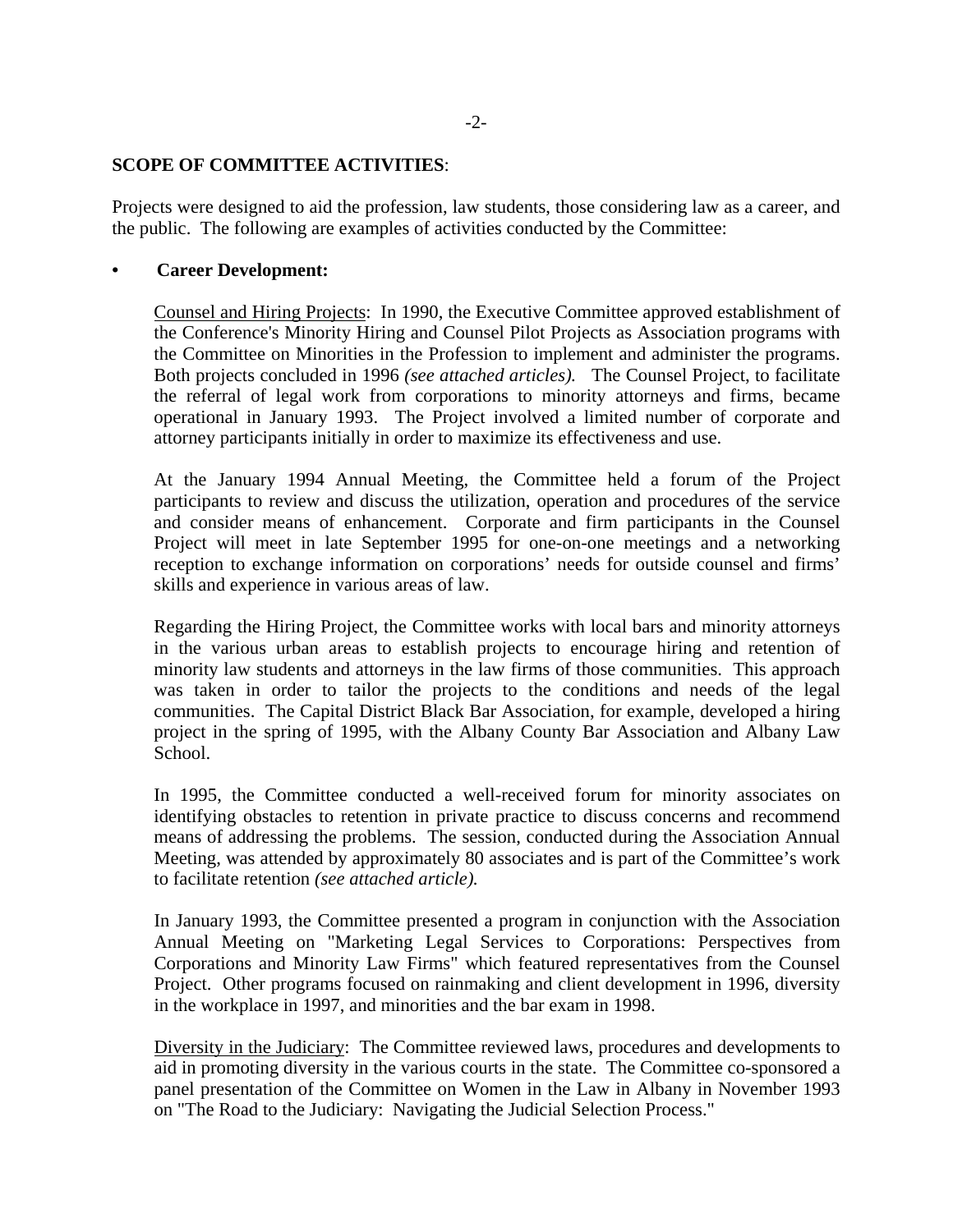**SCOPE OF COMMITTEE ACTIVITIES**:

Projects were designed to aid the profession, law students, those considering law as a career, and the public. The following are examples of activities conducted by the Committee:

- **Career Development:**

  Counsel and Hiring Projects: In 1990, the Executive Committee approved establishment of the Conference's Minority Hiring and Counsel Pilot Projects as Association programs with the Committee on Minorities in the Profession to implement and administer the programs. Both projects concluded in 1996 *(see attached articles).* The Counsel Project, to facilitate the referral of legal work from corporations to minority attorneys and firms, became operational in January 1993. The Project involved a limited number of corporate and attorney participants initially in order to maximize its effectiveness and use.

  At the January 1994 Annual Meeting, the Committee held a forum of the Project participants to review and discuss the utilization, operation and procedures of the service and consider means of enhancement. Corporate and firm participants in the Counsel Project will meet in late September 1995 for one-on-one meetings and a networking reception to exchange information on corporations' needs for outside counsel and firms' skills and experience in various areas of law.

  Regarding the Hiring Project, the Committee works with local bars and minority attorneys in the various urban areas to establish projects to encourage hiring and retention of minority law students and attorneys in the law firms of those communities. This approach was taken in order to tailor the projects to the conditions and needs of the legal communities. The Capital District Black Bar Association, for example, developed a hiring project in the spring of 1995, with the Albany County Bar Association and Albany Law School.

  In 1995, the Committee conducted a well-received forum for minority associates on identifying obstacles to retention in private practice to discuss concerns and recommend means of addressing the problems. The session, conducted during the Association Annual Meeting, was attended by approximately 80 associates and is part of the Committee's work to facilitate retention *(see attached article).*

  In January 1993, the Committee presented a program in conjunction with the Association Annual Meeting on "Marketing Legal Services to Corporations: Perspectives from Corporations and Minority Law Firms" which featured representatives from the Counsel Project. Other programs focused on rainmaking and client development in 1996, diversity in the workplace in 1997, and minorities and the bar exam in 1998.

  Diversity in the Judiciary: The Committee reviewed laws, procedures and developments to aid in promoting diversity in the various courts in the state. The Committee co-sponsored a panel presentation of the Committee on Women in the Law in Albany in November 1993 on "The Road to the Judiciary: Navigating the Judicial Selection Process."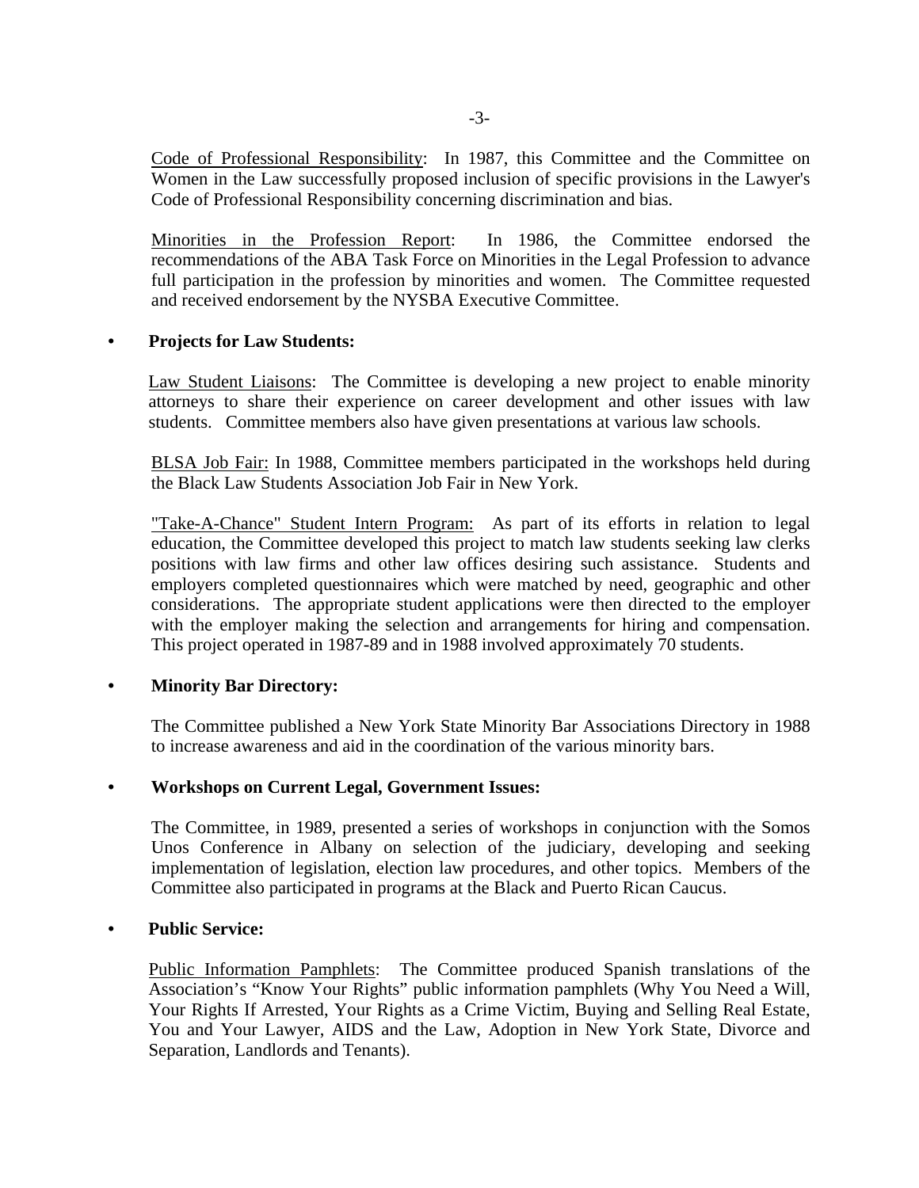<u>Code of Professional Responsibility</u>: In 1987, this Committee and the Committee on Women in the Law successfully proposed inclusion of specific provisions in the Lawyer's Code of Professional Responsibility concerning discrimination and bias.

<u>Minorities in the Profession Report</u>: In 1986, the Committee endorsed the recommendations of the ABA Task Force on Minorities in the Legal Profession to advance full participation in the profession by minorities and women. The Committee requested and received endorsement by the NYSBA Executive Committee.

- **Projects for Law Students:**

  <u>Law Student Liaisons</u>: The Committee is developing a new project to enable minority attorneys to share their experience on career development and other issues with law students. Committee members also have given presentations at various law schools.

  <u>BLSA Job Fair:</u> In 1988, Committee members participated in the workshops held during the Black Law Students Association Job Fair in New York.

  <u>"Take-A-Chance" Student Intern Program:</u> As part of its efforts in relation to legal education, the Committee developed this project to match law students seeking law clerks positions with law firms and other law offices desiring such assistance. Students and employers completed questionnaires which were matched by need, geographic and other considerations. The appropriate student applications were then directed to the employer with the employer making the selection and arrangements for hiring and compensation. This project operated in 1987-89 and in 1988 involved approximately 70 students.

- **Minority Bar Directory:**

  The Committee published a New York State Minority Bar Associations Directory in 1988 to increase awareness and aid in the coordination of the various minority bars.

- **Workshops on Current Legal, Government Issues:**

  The Committee, in 1989, presented a series of workshops in conjunction with the Somos Unos Conference in Albany on selection of the judiciary, developing and seeking implementation of legislation, election law procedures, and other topics. Members of the Committee also participated in programs at the Black and Puerto Rican Caucus.

- **Public Service:**

  <u>Public Information Pamphlets</u>: The Committee produced Spanish translations of the Association's "Know Your Rights" public information pamphlets (Why You Need a Will, Your Rights If Arrested, Your Rights as a Crime Victim, Buying and Selling Real Estate, You and Your Lawyer, AIDS and the Law, Adoption in New York State, Divorce and Separation, Landlords and Tenants).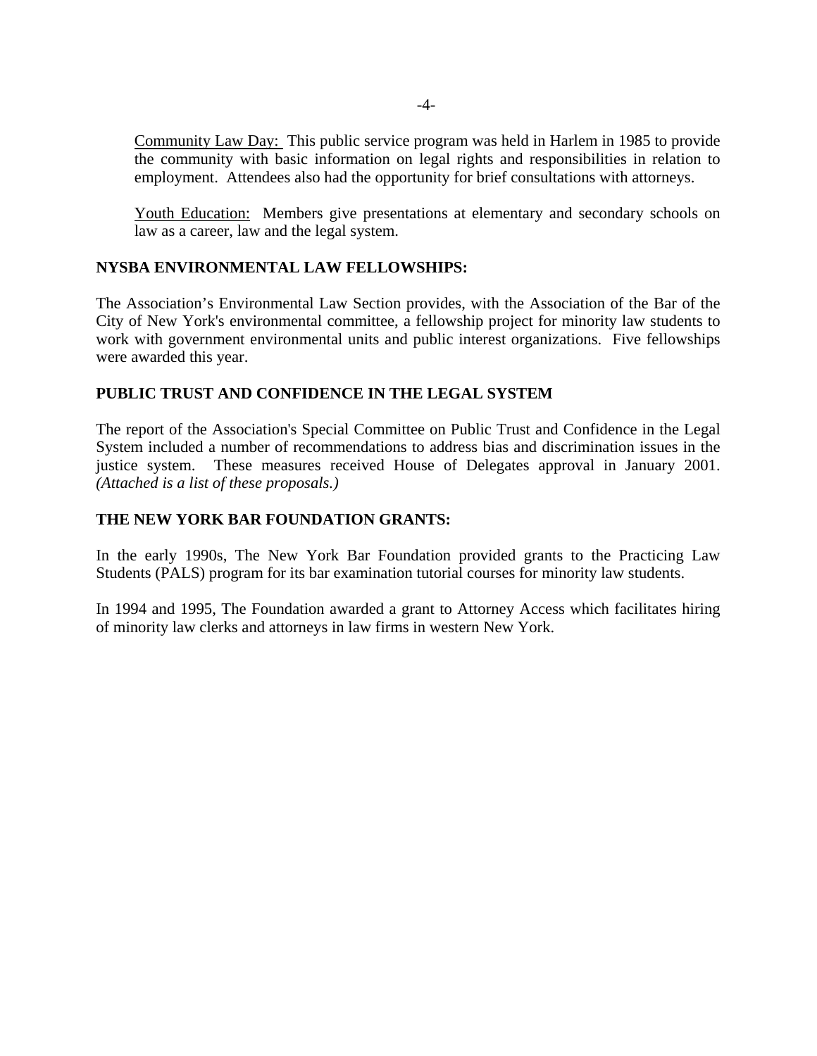Community Law Day: This public service program was held in Harlem in 1985 to provide the community with basic information on legal rights and responsibilities in relation to employment. Attendees also had the opportunity for brief consultations with attorneys.

Youth Education: Members give presentations at elementary and secondary schools on law as a career, law and the legal system.

## NYSBA ENVIRONMENTAL LAW FELLOWSHIPS:

The Association's Environmental Law Section provides, with the Association of the Bar of the City of New York's environmental committee, a fellowship project for minority law students to work with government environmental units and public interest organizations. Five fellowships were awarded this year.

## PUBLIC TRUST AND CONFIDENCE IN THE LEGAL SYSTEM

The report of the Association's Special Committee on Public Trust and Confidence in the Legal System included a number of recommendations to address bias and discrimination issues in the justice system. These measures received House of Delegates approval in January 2001. *(Attached is a list of these proposals.)*

## THE NEW YORK BAR FOUNDATION GRANTS:

In the early 1990s, The New York Bar Foundation provided grants to the Practicing Law Students (PALS) program for its bar examination tutorial courses for minority law students.

In 1994 and 1995, The Foundation awarded a grant to Attorney Access which facilitates hiring of minority law clerks and attorneys in law firms in western New York.